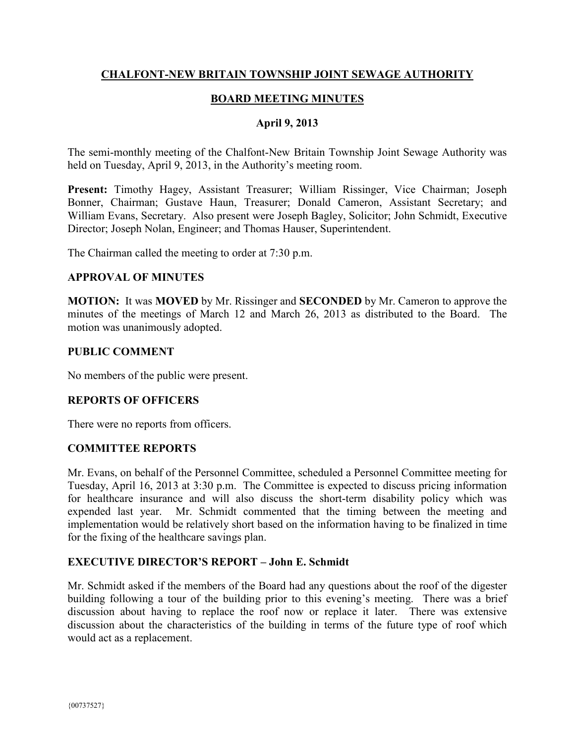# CHALFONT-NEW BRITAIN TOWNSHIP JOINT SEWAGE AUTHORITY

## BOARD MEETING MINUTES

### April 9, 2013

The semi-monthly meeting of the Chalfont-New Britain Township Joint Sewage Authority was held on Tuesday, April 9, 2013, in the Authority's meeting room.

**Present:** Timothy Hagey, Assistant Treasurer; William Rissinger, Vice Chairman; Joseph Bonner, Chairman; Gustave Haun, Treasurer; Donald Cameron, Assistant Secretary; and William Evans, Secretary. Also present were Joseph Bagley, Solicitor; John Schmidt, Executive Director; Joseph Nolan, Engineer; and Thomas Hauser, Superintendent.

The Chairman called the meeting to order at 7:30 p.m.

### APPROVAL OF MINUTES

**MOTION:** It was **MOVED** by Mr. Rissinger and **SECONDED** by Mr. Cameron to approve the minutes of the meetings of March 12 and March 26, 2013 as distributed to the Board. The motion was unanimously adopted.

### PUBLIC COMMENT

No members of the public were present.

### REPORTS OF OFFICERS

There were no reports from officers.

### COMMITTEE REPORTS

Mr. Evans, on behalf of the Personnel Committee, scheduled a Personnel Committee meeting for Tuesday, April 16, 2013 at 3:30 p.m. The Committee is expected to discuss pricing information for healthcare insurance and will also discuss the short-term disability policy which was expended last year. Mr. Schmidt commented that the timing between the meeting and implementation would be relatively short based on the information having to be finalized in time for the fixing of the healthcare savings plan.

### EXECUTIVE DIRECTOR'S REPORT – John E. Schmidt

Mr. Schmidt asked if the members of the Board had any questions about the roof of the digester building following a tour of the building prior to this evening's meeting. There was a brief discussion about having to replace the roof now or replace it later. There was extensive discussion about the characteristics of the building in terms of the future type of roof which would act as a replacement.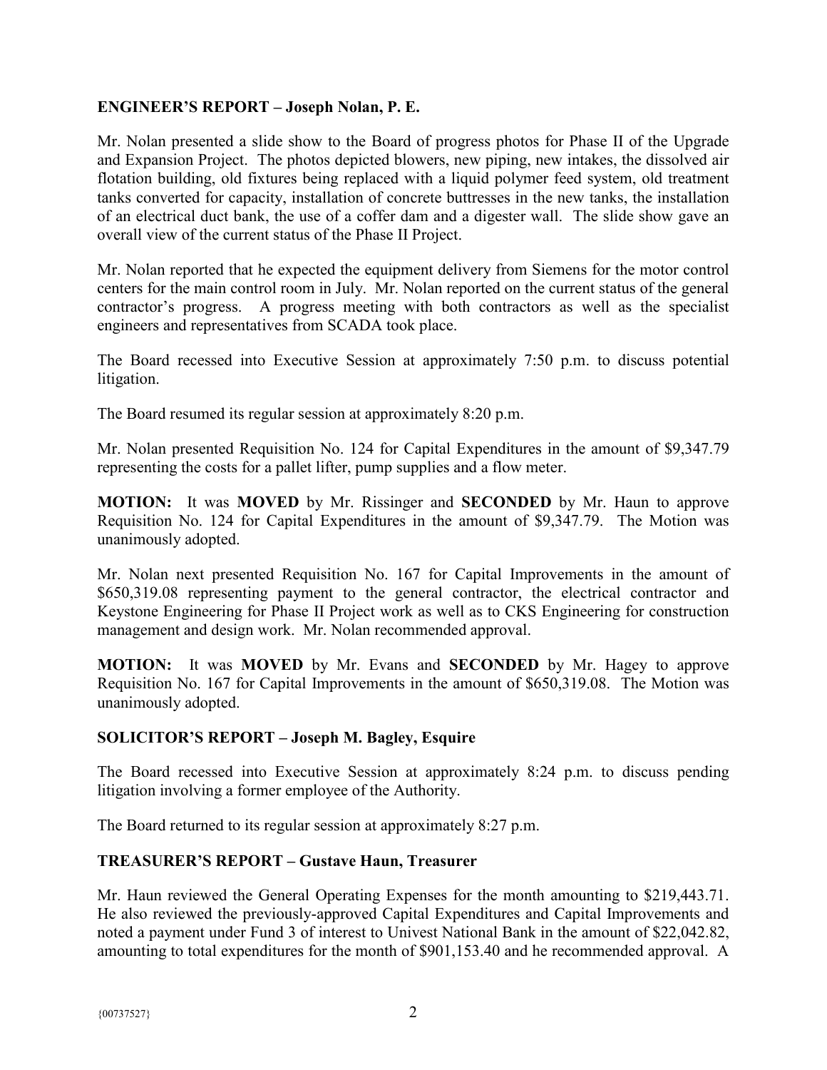**ENGINEER'S REPORT – Joseph Nolan, P. E.**

Mr. Nolan presented a slide show to the Board of progress photos for Phase II of the Upgrade and Expansion Project. The photos depicted blowers, new piping, new intakes, the dissolved air flotation building, old fixtures being replaced with a liquid polymer feed system, old treatment tanks converted for capacity, installation of concrete buttresses in the new tanks, the installation of an electrical duct bank, the use of a coffer dam and a digester wall. The slide show gave an overall view of the current status of the Phase II Project.

Mr. Nolan reported that he expected the equipment delivery from Siemens for the motor control centers for the main control room in July. Mr. Nolan reported on the current status of the general contractor's progress. A progress meeting with both contractors as well as the specialist engineers and representatives from SCADA took place.

The Board recessed into Executive Session at approximately 7:50 p.m. to discuss potential litigation.

The Board resumed its regular session at approximately 8:20 p.m.

Mr. Nolan presented Requisition No. 124 for Capital Expenditures in the amount of $9,347.79 representing the costs for a pallet lifter, pump supplies and a flow meter.

**MOTION:** It was **MOVED** by Mr. Rissinger and **SECONDED** by Mr. Haun to approve Requisition No. 124 for Capital Expenditures in the amount of $9,347.79. The Motion was unanimously adopted.

Mr. Nolan next presented Requisition No. 167 for Capital Improvements in the amount of $650,319.08 representing payment to the general contractor, the electrical contractor and Keystone Engineering for Phase II Project work as well as to CKS Engineering for construction management and design work. Mr. Nolan recommended approval.

**MOTION:** It was **MOVED** by Mr. Evans and **SECONDED** by Mr. Hagey to approve Requisition No. 167 for Capital Improvements in the amount of $650,319.08. The Motion was unanimously adopted.

**SOLICITOR'S REPORT – Joseph M. Bagley, Esquire**

The Board recessed into Executive Session at approximately 8:24 p.m. to discuss pending litigation involving a former employee of the Authority.

The Board returned to its regular session at approximately 8:27 p.m.

**TREASURER'S REPORT – Gustave Haun, Treasurer**

Mr. Haun reviewed the General Operating Expenses for the month amounting to $219,443.71. He also reviewed the previously-approved Capital Expenditures and Capital Improvements and noted a payment under Fund 3 of interest to Univest National Bank in the amount of $22,042.82, amounting to total expenditures for the month of $901,153.40 and he recommended approval. A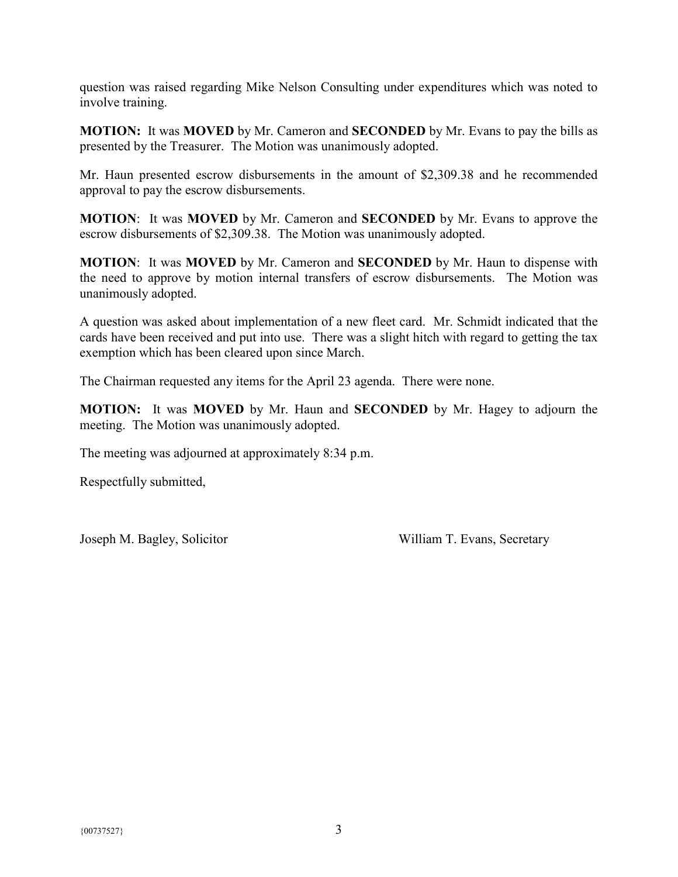question was raised regarding Mike Nelson Consulting under expenditures which was noted to involve training.

**MOTION:** It was **MOVED** by Mr. Cameron and **SECONDED** by Mr. Evans to pay the bills as presented by the Treasurer. The Motion was unanimously adopted.

Mr. Haun presented escrow disbursements in the amount of $2,309.38 and he recommended approval to pay the escrow disbursements.

**MOTION**: It was **MOVED** by Mr. Cameron and **SECONDED** by Mr. Evans to approve the escrow disbursements of $2,309.38. The Motion was unanimously adopted.

**MOTION**: It was **MOVED** by Mr. Cameron and **SECONDED** by Mr. Haun to dispense with the need to approve by motion internal transfers of escrow disbursements. The Motion was unanimously adopted.

A question was asked about implementation of a new fleet card. Mr. Schmidt indicated that the cards have been received and put into use. There was a slight hitch with regard to getting the tax exemption which has been cleared upon since March.

The Chairman requested any items for the April 23 agenda. There were none.

**MOTION:** It was **MOVED** by Mr. Haun and **SECONDED** by Mr. Hagey to adjourn the meeting. The Motion was unanimously adopted.

The meeting was adjourned at approximately 8:34 p.m.

Respectfully submitted,

Joseph M. Bagley, Solicitor

William T. Evans, Secretary

{00737527}